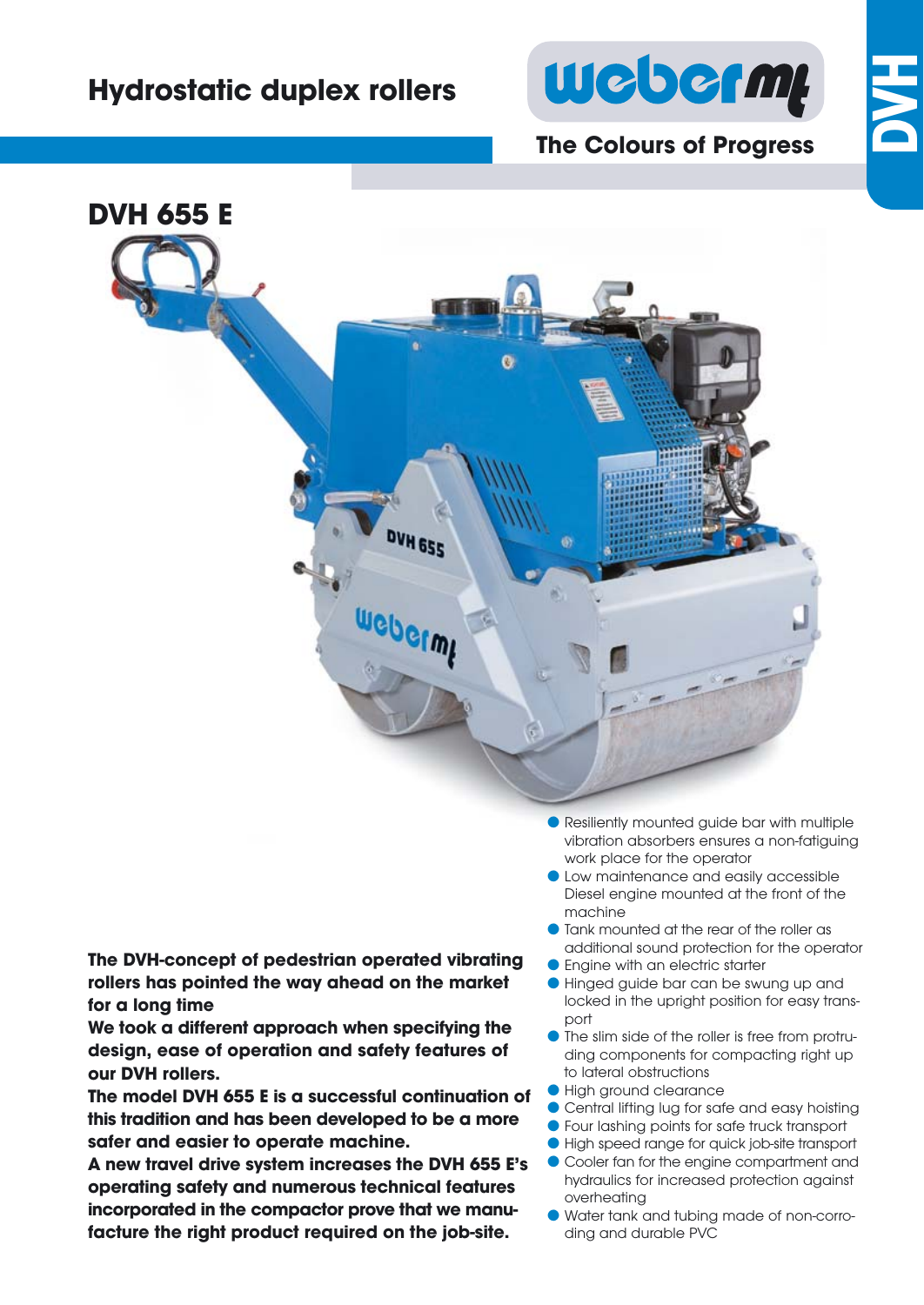# Hydrostatic duplex rollers

weber mt

**The Colours of Progress**

DVH

## DVH 655 E

**The DVH-concept of pedestrian operated vibrating rollers has pointed the way ahead on the market for a long time**
**We took a different approach when specifying the design, ease of operation and safety features of our DVH rollers.**
**The model DVH 655 E is a successful continuation of this tradition and has been developed to be a more safer and easier to operate machine.**
**A new travel drive system increases the DVH 655 E's operating safety and numerous technical features incorporated in the compactor prove that we manufacture the right product required on the job-site.**

- Resiliently mounted guide bar with multiple vibration absorbers ensures a non-fatiguing work place for the operator
- Low maintenance and easily accessible Diesel engine mounted at the front of the machine
- Tank mounted at the rear of the roller as additional sound protection for the operator
- Engine with an electric starter
- Hinged guide bar can be swung up and locked in the upright position for easy transport
- The slim side of the roller is free from protruding components for compacting right up to lateral obstructions
- High ground clearance
- Central lifting lug for safe and easy hoisting
- Four lashing points for safe truck transport
- High speed range for quick job-site transport
- Cooler fan for the engine compartment and hydraulics for increased protection against overheating
- Water tank and tubing made of non-corroding and durable PVC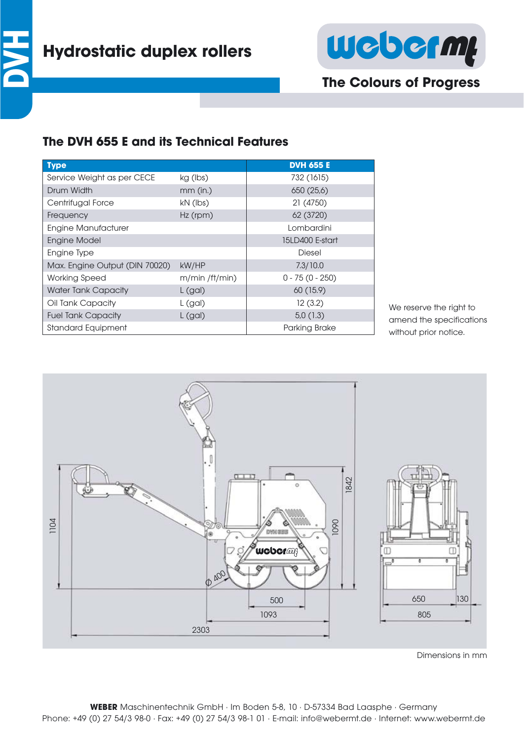# Hydrostatic duplex rollers

weber mt

**The Colours of Progress**

## The DVH 655 E and its Technical Features

| Type | | DVH 655 E |
|---|---|---|
| Service Weight as per CECE | kg (lbs) | 732 (1615) |
| Drum Width | mm (in.) | 650 (25,6) |
| Centrifugal Force | kN (lbs) | 21 (4750) |
| Frequency | Hz (rpm) | 62 (3720) |
| Engine Manufacturer | | Lombardini |
| Engine Model | | 15LD400 E-start |
| Engine Type | | Diesel |
| Max. Engine Output (DIN 70020) | kW/HP | 7.3/10.0 |
| Working Speed | m/min /ft/min) | 0 - 75 (0 - 250) |
| Water Tank Capacity | L (gal) | 60 (15.9) |
| Oil Tank Capacity | L (gal) | 12 (3.2) |
| Fuel Tank Capacity | L (gal) | 5,0 (1.3) |
| Standard Equipment | | Parking Brake |

We reserve the right to amend the specifications without prior notice.

1104
1842
1090
Ø 400
500
1093
2303
650
130
805

Dimensions in mm

**WEBER** Maschinentechnik GmbH · Im Boden 5-8, 10 · D-57334 Bad Laasphe · Germany
Phone: +49 (0) 27 54/3 98-0 · Fax: +49 (0) 27 54/3 98-1 01 · E-mail: info@webermt.de · Internet: www.webermt.de